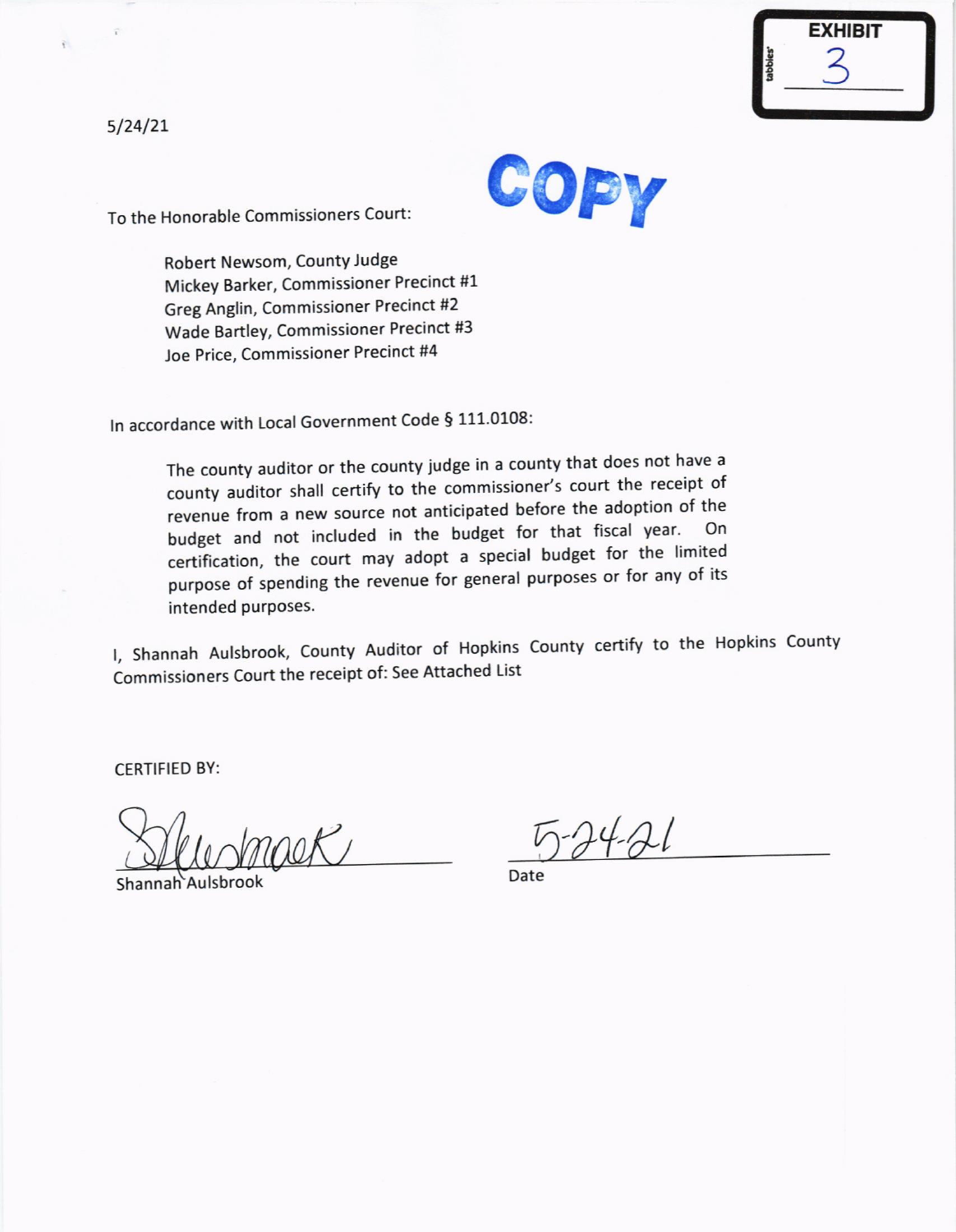EXHIBIT 3

5/24/21

COPY

To the Honorable Commissioners Court:

> Robert Newsom, County Judge
> Mickey Barker, Commissioner Precinct #1
> Greg Anglin, Commissioner Precinct #2
> Wade Bartley, Commissioner Precinct #3
> Joe Price, Commissioner Precinct #4

In accordance with Local Government Code § 111.0108:

> The county auditor or the county judge in a county that does not have a county auditor shall certify to the commissioner's court the receipt of revenue from a new source not anticipated before the adoption of the budget and not included in the budget for that fiscal year. On certification, the court may adopt a special budget for the limited purpose of spending the revenue for general purposes or for any of its intended purposes.

I, Shannah Aulsbrook, County Auditor of Hopkins County certify to the Hopkins County Commissioners Court the receipt of: See Attached List

CERTIFIED BY:

Shannah Aulsbrook

Date: 5-24-21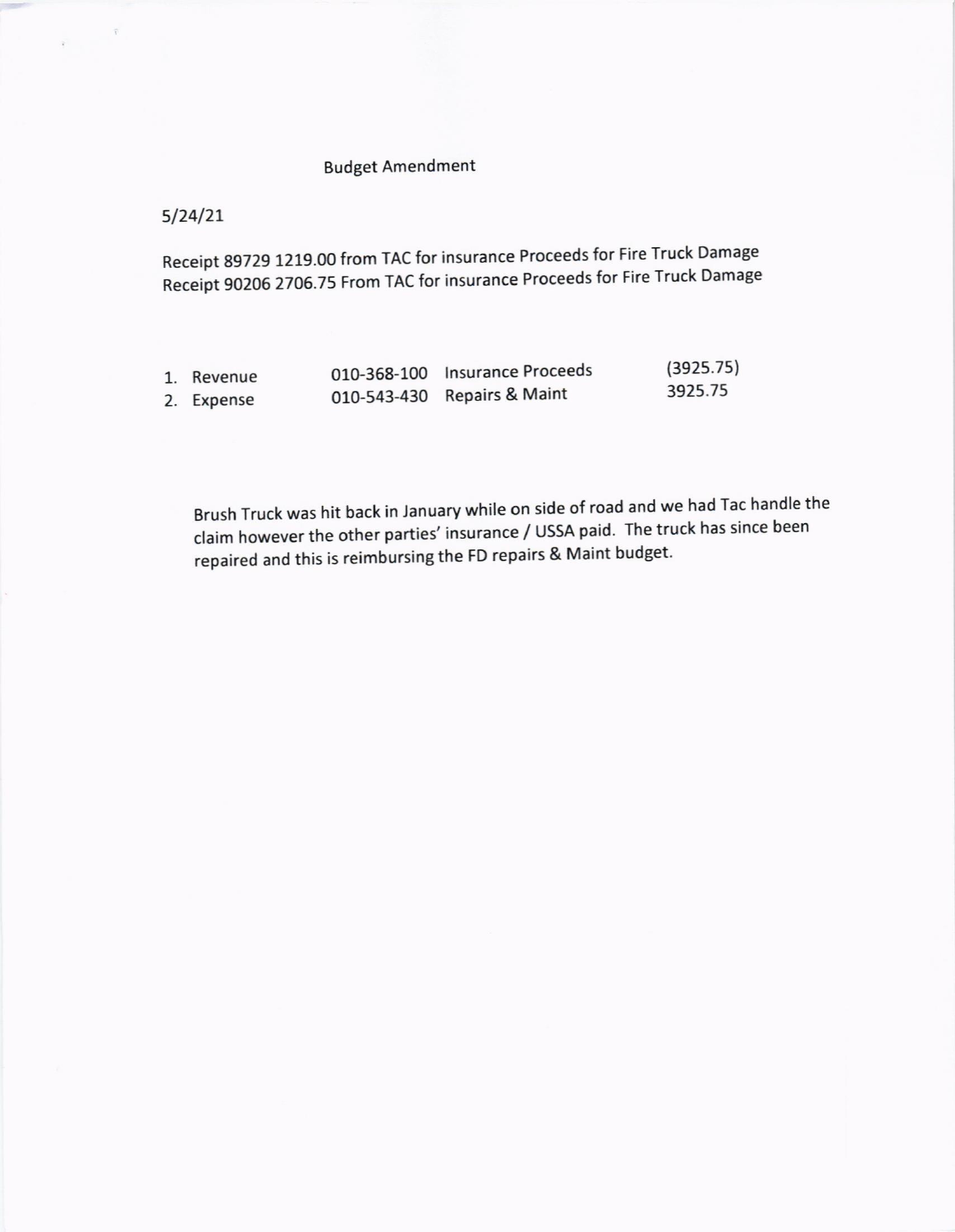# Budget Amendment

5/24/21

Receipt 89729 1219.00 from TAC for insurance Proceeds for Fire Truck Damage
Receipt 90206 2706.75 From TAC for insurance Proceeds for Fire Truck Damage

| | | | |
|---|---|---|---|
| 1. Revenue | 010-368-100 | Insurance Proceeds | (3925.75) |
| 2. Expense | 010-543-430 | Repairs & Maint | 3925.75 |

Brush Truck was hit back in January while on side of road and we had Tac handle the claim however the other parties' insurance / USSA paid. The truck has since been repaired and this is reimbursing the FD repairs & Maint budget.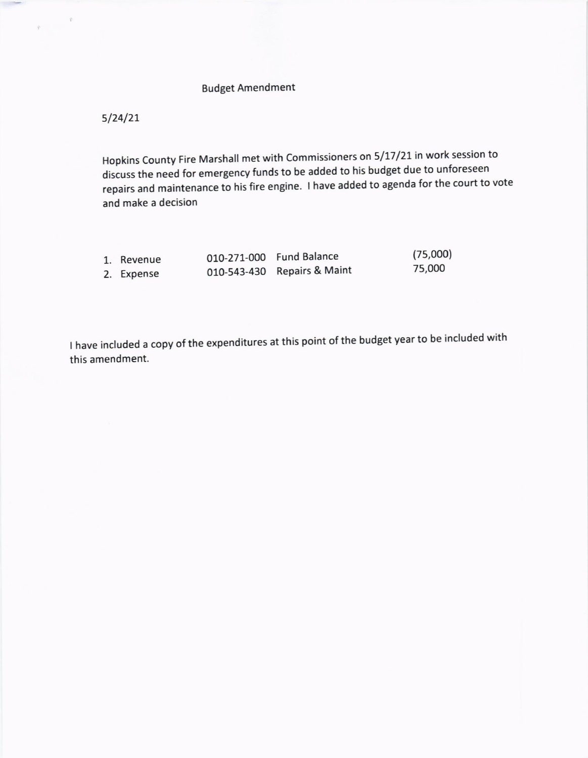# Budget Amendment

5/24/21

Hopkins County Fire Marshall met with Commissioners on 5/17/21 in work session to discuss the need for emergency funds to be added to his budget due to unforeseen repairs and maintenance to his fire engine. I have added to agenda for the court to vote and make a decision

| | | | |
|---|---|---|---|
| 1. Revenue | 010-271-000 | Fund Balance | (75,000) |
| 2. Expense | 010-543-430 | Repairs & Maint | 75,000 |

I have included a copy of the expenditures at this point of the budget year to be included with this amendment.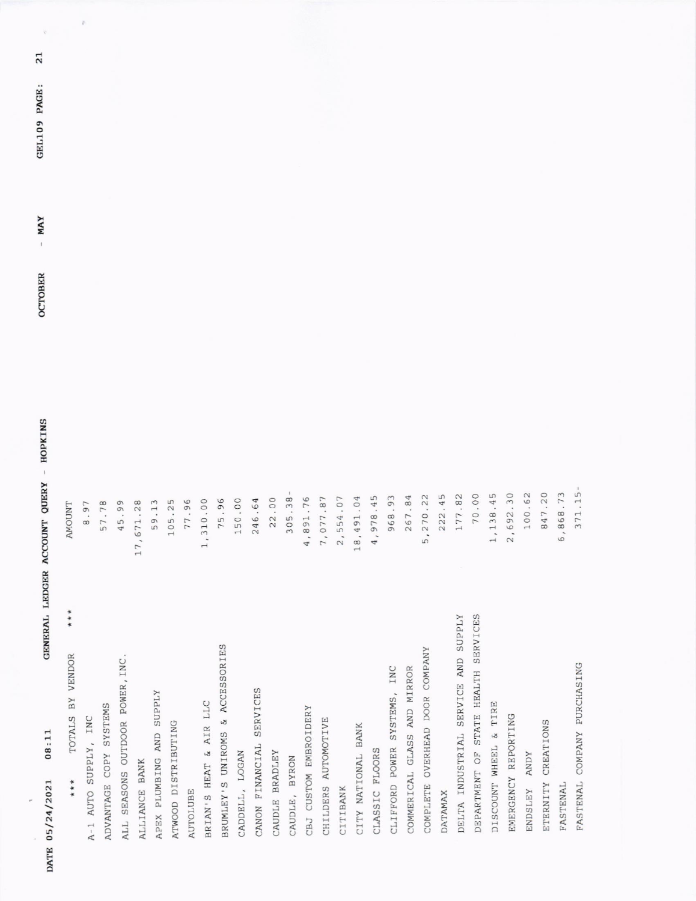DATE 05/24/2021 08:11 GENERAL LEDGER ACCOUNT QUERY - HOPKINS OCTOBER - MAY GEL109 PAGE: 21

| *** TOTALS BY VENDOR *** | AMOUNT |
|---|---|
| A-1 AUTO SUPPLY, INC | 8.97 |
| ADVANTAGE COPY SYSTEMS | 57.78 |
| ALL SEASONS OUTDOOR POWER,INC. | 45.99 |
| ALLIANCE BANK | 17,671.28 |
| APEX PLUMBING AND SUPPLY | 59.13 |
| ATWOOD DISTRIBUTING | 105.25 |
| AUTOLUBE | 77.96 |
| BRIAN'S HEAT & AIR LLC | 1,310.00 |
| BRUMLEY'S UNIROMS & ACCESSORIES | 75.96 |
| CADDELL, LOGAN | 150.00 |
| CANON FINANCIAL SERVICES | 246.64 |
| CAUDLE BRADLEY | 22.00 |
| CAUDLE, BYRON | 305.38- |
| CBJ CUSTOM EMBROIDERY | 4,891.76 |
| CHILDERS AUTOMOTIVE | 7,077.87 |
| CITIBANK | 2,554.07 |
| CITY NATIONAL BANK | 18,491.04 |
| CLASSIC FLOORS | 4,978.45 |
| CLIFFORD POWER SYSTEMS, INC | 968.93 |
| COMMERICAL GLASS AND MIRROR | 267.84 |
| COMPLETE OVERHEAD DOOR COMPANY | 5,270.22 |
| DATAMAX | 222.45 |
| DELTA INDUSTRIAL SERVICE AND SUPPLY | 177.82 |
| DEPARTMENT OF STATE HEALTH SERVICES | 70.00 |
| DISCOUNT WHEEL & TIRE | 1,138.45 |
| EMERGENCY REPORTING | 2,692.30 |
| ENDSLEY ANDY | 100.62 |
| ETERNITY CREATIONS | 847.20 |
| FASTENAL | 6,868.73 |
| FASTENAL COMPANY PURCHASING | 371.15- |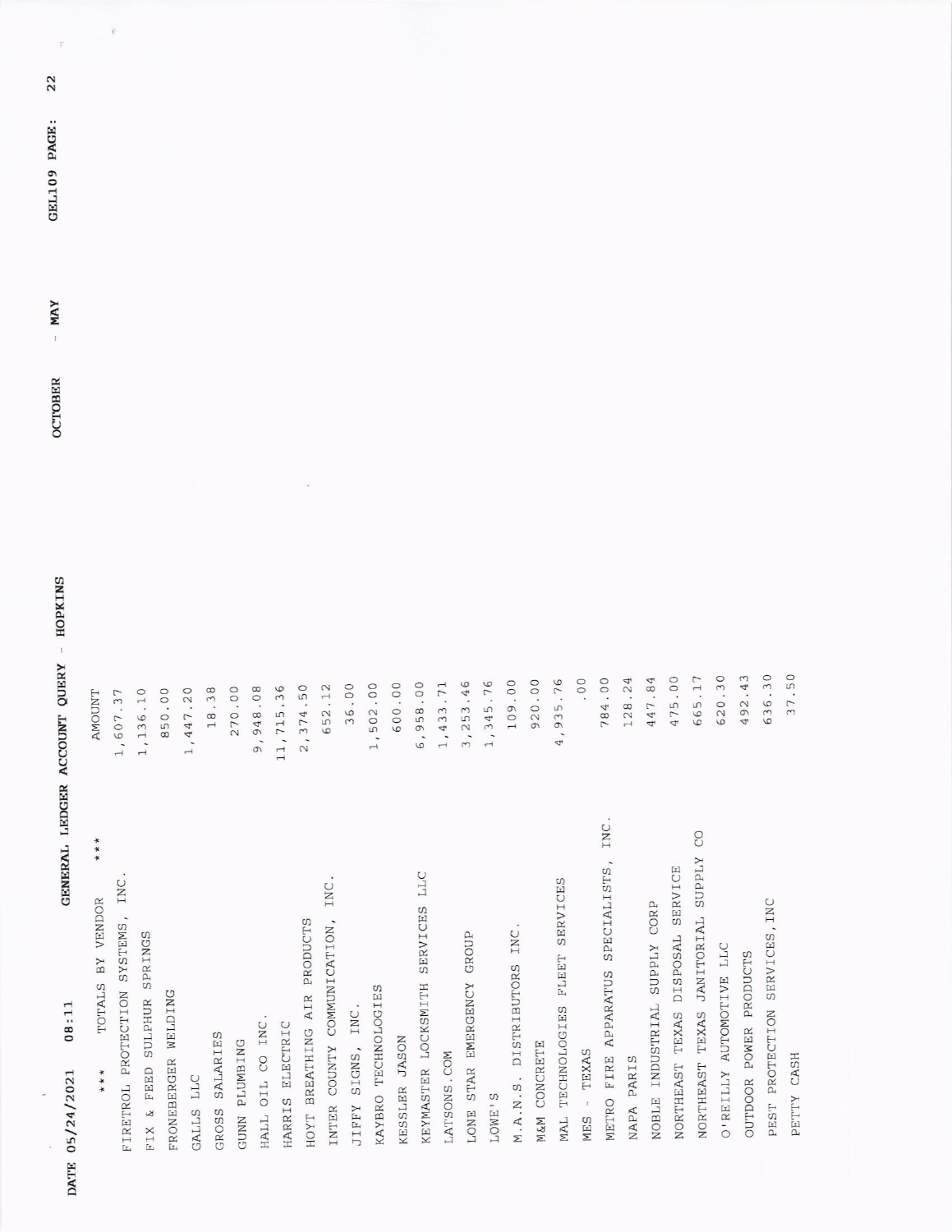DATE 05/24/2021 08:11 GENERAL LEDGER ACCOUNT QUERY - HOPKINS OCTOBER - MAY GEL109

| *** TOTALS BY VENDOR *** | AMOUNT |
|---|---|
| FIRETROL PROTECTION SYSTEMS, INC. | 1,607.37 |
| FIX & FEED SULPHUR SPRINGS | 1,136.10 |
| FRONEBERGER WELDING | 850.00 |
| GALLS LLC | 1,447.20 |
| GROSS SALARIES | 18.38 |
| GUNN PLUMBING | 270.00 |
| HALL OIL CO INC. | 9,948.08 |
| HARRIS ELECTRIC | 11,715.36 |
| HOYT BREATHING AIR PRODUCTS | 2,374.50 |
| INTER COUNTY COMMUNICATION, INC. | 652.12 |
| JIFFY SIGNS, INC. | 36.00 |
| KAYBRO TECHNOLOGIES | 1,502.00 |
| KESSLER JASON | 600.00 |
| KEYMASTER LOCKSMITH SERVICES LLC | 6,958.00 |
| LATSONS.COM | 1,433.71 |
| LONE STAR EMERGENCY GROUP | 3,253.46 |
| LOWE'S | 1,345.76 |
| M.A.N.S. DISTRIBUTORS INC. | 109.00 |
| M&M CONCRETE | 920.00 |
| MAL TECHNOLOGIES FLEET SERVICES | 4,935.76 |
| MES - TEXAS | .00 |
| METRO FIRE APPARATUS SPECIALISTS, INC. | 784.00 |
| NAPA PARIS | 128.24 |
| NOBLE INDUSTRIAL SUPPLY CORP | 447.84 |
| NORTHEAST TEXAS DISPOSAL SERVICE | 475.00 |
| NORTHEAST TEXAS JANITORIAL SUPPLY CO | 665.17 |
| O'REILLY AUTOMOTIVE LLC | 620.30 |
| OUTDOOR POWER PRODUCTS | 492.43 |
| PEST PROTECTION SERVICES,INC | 636.30 |
| PETTY CASH | 37.50 |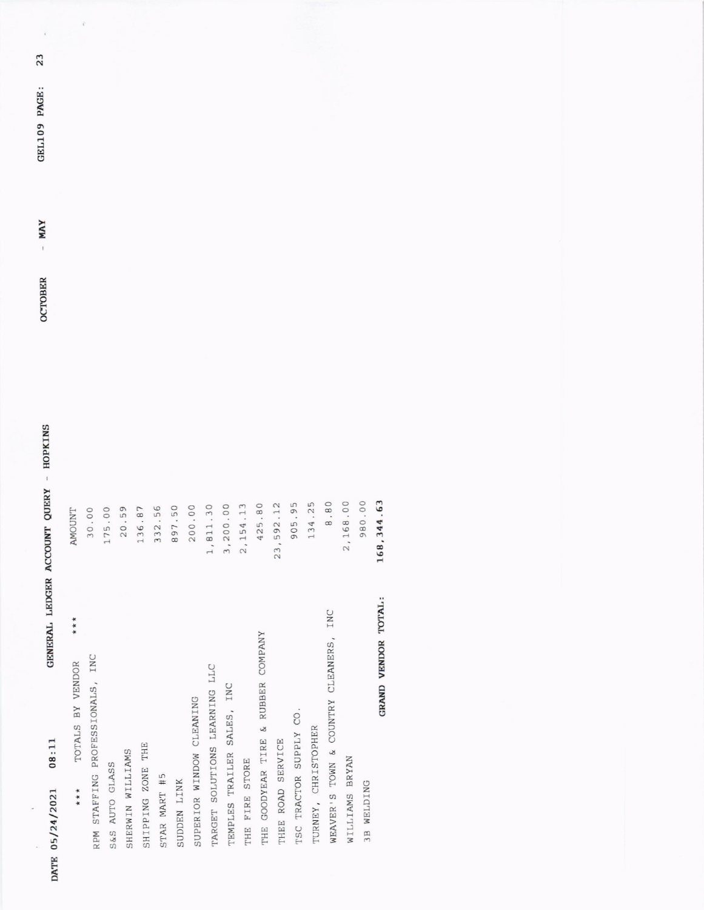DATE 05/24/2021 08:11 GENERAL LEDGER ACCOUNT QUERY - HOPKINS OCTOBER - MAY GEL109

| *** TOTALS BY VENDOR *** | AMOUNT |
|---|---|
| RPM STAFFING PROFESSIONALS, INC | 30.00 |
| S&S AUTO GLASS | 175.00 |
| SHERWIN WILLIAMS | 20.59 |
| SHIPPING ZONE THE | 136.87 |
| STAR MART #5 | 332.56 |
| SUDDEN LINK | 897.50 |
| SUPERIOR WINDOW CLEANING | 200.00 |
| TARGET SOLUTIONS LEARNING LLC | 1,811.30 |
| TEMPLES TRAILER SALES, INC | 3,200.00 |
| THE FIRE STORE | 2,154.13 |
| THE GOODYEAR TIRE & RUBBER COMPANY | 425.80 |
| THEE ROAD SERVICE | 23,592.12 |
| TSC TRACTOR SUPPLY CO. | 905.95 |
| TURNEY, CHRISTOPHER | 134.25 |
| WEAVER'S TOWN & COUNTRY CLEANERS, INC | 8.80 |
| WILLIAMS BRYAN | 2,168.00 |
| 3B WELDING | 980.00 |
| **GRAND VENDOR TOTAL:** | **168,344.63** |